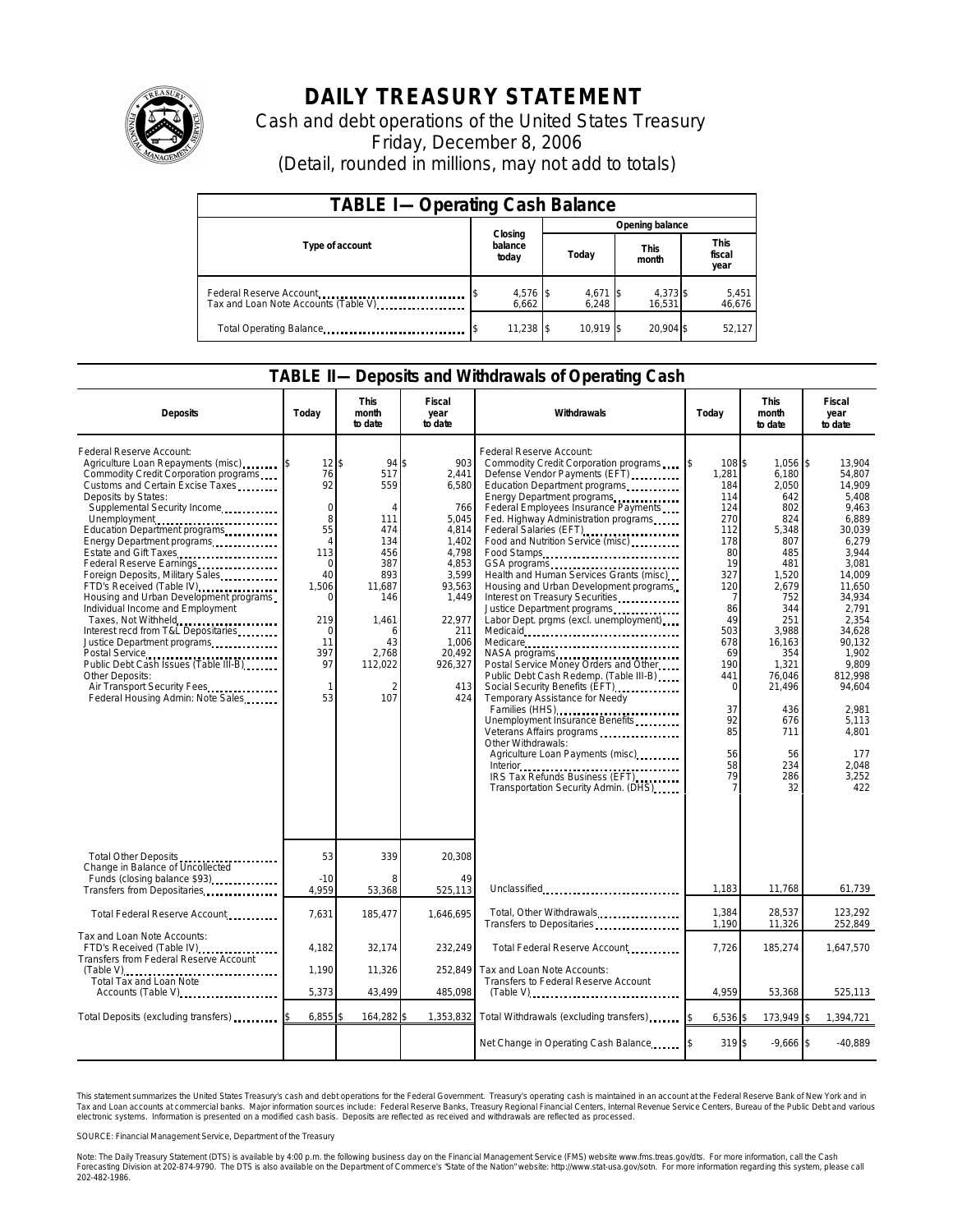# DAILY TREASURY STATEMENT

Cash and debt operations of the United States Treasury

Friday, December 8, 2006

(Detail, rounded in millions, may not add to totals)

## TABLE I— Operating Cash Balance

| Type of account | Closing balance today | Opening balance Today | Opening balance This month | Opening balance This fiscal year |
|---|---|---|---|---|
| Federal Reserve Account | $ 4,576 | $ 4,671 | $ 4,373 | $ 5,451 |
| Tax and Loan Note Accounts (Table V) | 6,662 | 6,248 | 16,531 | 46,676 |
| Total Operating Balance | $ 11,238 | $ 10,919 | $ 20,904 | $ 52,127 |

## TABLE II— Deposits and Withdrawals of Operating Cash

| Deposits | Today | This month to date | Fiscal year to date | Withdrawals | Today | This month to date | Fiscal year to date |
|---|---|---|---|---|---|---|---|
| Federal Reserve Account: | | | | Federal Reserve Account: | | | |
| Agriculture Loan Repayments (misc) | $ 12 | $ 94 | $ 903 | Commodity Credit Corporation programs | $ 108 | $ 1,056 | $ 13,904 |
| Commodity Credit Corporation programs | 76 | 517 | 2,441 | Defense Vendor Payments (EFT) | 1,281 | 6,180 | 54,807 |
| Customs and Certain Excise Taxes | 92 | 559 | 6,580 | Education Department programs | 184 | 2,050 | 14,909 |
| Deposits by States: | | | | Energy Department programs | 114 | 642 | 5,408 |
| Supplemental Security Income | 0 | 4 | 766 | Federal Employees Insurance Payments | 124 | 802 | 9,463 |
| Unemployment | 8 | 111 | 5,045 | Fed. Highway Administration programs | 270 | 824 | 6,889 |
| Education Department programs | 55 | 474 | 4,814 | Federal Salaries (EFT) | 112 | 5,348 | 30,039 |
| Energy Department programs | 4 | 134 | 1,402 | Food and Nutrition Service (misc) | 178 | 807 | 6,279 |
| Estate and Gift Taxes | 113 | 456 | 4,798 | Food Stamps | 80 | 485 | 3,944 |
| Federal Reserve Earnings | 0 | 387 | 4,853 | GSA programs | 19 | 481 | 3,081 |
| Foreign Deposits, Military Sales | 40 | 893 | 3,599 | Health and Human Services Grants (misc) | 327 | 1,520 | 14,009 |
| FTD's Received (Table IV) | 1,506 | 11,687 | 93,563 | Housing and Urban Development programs | 120 | 2,679 | 11,650 |
| Housing and Urban Development programs | 0 | 146 | 1,449 | Interest on Treasury Securities | 7 | 752 | 34,934 |
| Individual Income and Employment | | | | Justice Department programs | 86 | 344 | 2,791 |
| Taxes, Not Withheld | 219 | 1,461 | 22,977 | Labor Dept. prgms (excl. unemployment) | 49 | 251 | 2,354 |
| Interest recd from T&L Depositaries | 0 | 6 | 211 | Medicaid | 503 | 3,988 | 34,628 |
| Justice Department programs | 11 | 43 | 1,006 | Medicare | 678 | 16,163 | 90,132 |
| Postal Service | 397 | 2,768 | 20,492 | NASA programs | 69 | 354 | 1,902 |
| Public Debt Cash Issues (Table III-B) | 97 | 112,022 | 926,327 | Postal Service Money Orders and Other | 190 | 1,321 | 9,809 |
| Other Deposits: | | | | Public Debt Cash Redemp. (Table III-B) | 441 | 76,046 | 812,998 |
| Air Transport Security Fees | 1 | 2 | 413 | Social Security Benefits (EFT) | 0 | 21,496 | 94,604 |
| Federal Housing Admin: Note Sales | 53 | 107 | 424 | Temporary Assistance for Needy | | | |
| | | | | Families (HHS) | 37 | 436 | 2,981 |
| | | | | Unemployment Insurance Benefits | 92 | 676 | 5,113 |
| | | | | Veterans Affairs programs | 85 | 711 | 4,801 |
| | | | | Other Withdrawals: | | | |
| | | | | Agriculture Loan Payments (misc) | 56 | 56 | 177 |
| | | | | Interior | 58 | 234 | 2,048 |
| | | | | IRS Tax Refunds Business (EFT) | 79 | 286 | 3,252 |
| | | | | Transportation Security Admin. (DHS) | 7 | 32 | 422 |
| Total Other Deposits | 53 | 339 | 20,308 | | | | |
| Change in Balance of Uncollected | | | | | | | |
| Funds (closing balance $93) | -10 | 8 | 49 | | | | |
| Transfers from Depositaries | 4,959 | 53,368 | 525,113 | Unclassified | 1,183 | 11,768 | 61,739 |
| Total Federal Reserve Account | 7,631 | 185,477 | 1,646,695 | Total, Other Withdrawals | 1,384 | 28,537 | 123,292 |
| | | | | Transfers to Depositaries | 1,190 | 11,326 | 252,849 |
| Tax and Loan Note Accounts: | | | | | | | |
| FTD's Received (Table IV) | 4,182 | 32,174 | 232,249 | Total Federal Reserve Account | 7,726 | 185,274 | 1,647,570 |
| Transfers from Federal Reserve Account (Table V) | 1,190 | 11,326 | 252,849 | Tax and Loan Note Accounts: | | | |
| Total Tax and Loan Note Accounts (Table V) | 5,373 | 43,499 | 485,098 | Transfers to Federal Reserve Account (Table V) | 4,959 | 53,368 | 525,113 |
| Total Deposits (excluding transfers) | $ 6,855 | $ 164,282 | $ 1,353,832 | Total Withdrawals (excluding transfers) | $ 6,536 | $ 173,949 | $ 1,394,721 |
| | | | | Net Change in Operating Cash Balance | $ 319 | $ -9,666 | $ -40,889 |

This statement summarizes the United States Treasury's cash and debt operations for the Federal Government. Treasury's operating cash is maintained in an account at the Federal Reserve Bank of New York and in Tax and Loan accounts at commercial banks. Major information sources include: Federal Reserve Banks, Treasury Regional Financial Centers, Internal Revenue Service Centers, Bureau of the Public Debt and various electronic systems. Information is presented on a modified cash basis. Deposits are reflected as received and withdrawals are reflected as processed.

SOURCE: Financial Management Service, Department of the Treasury

Note: The Daily Treasury Statement (DTS) is available by 4:00 p.m. the following business day on the Financial Management Service (FMS) website www.fms.treas.gov/dts. For more information, call the Cash Forecasting Division at 202-874-9790. The DTS is also available on the Department of Commerce's "State of the Nation" website: http://www.stat-usa.gov/sotn. For more information regarding this system, please call 202-482-1986.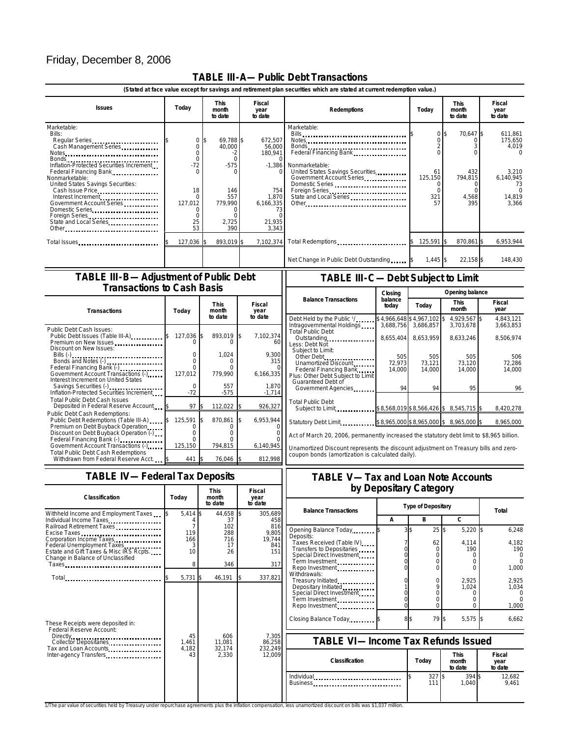Friday, December 8, 2006

## TABLE III-A— Public Debt Transactions

(Stated at face value except for savings and retirement plan securities which are stated at current redemption value.)

| Issues | Today | This month to date | Fiscal year to date | Redemptions | Today | This month to date | Fiscal year to date |
|---|---|---|---|---|---|---|---|
| Marketable: | | | | Marketable: | | | |
| Bills: | | | | Bills | $ 0 | $ 70,647 | $ 611,861 |
| Regular Series | $ 0 | $ 69,788 | $ 672,507 | Notes | 0 | 0 | 175,650 |
| Cash Management Series | 0 | 40,000 | 56,000 | Bonds | 2 | 3 | 4,019 |
| Notes | 0 | -2 | 180,941 | Federal Financing Bank | 0 | 0 | 0 |
| Bonds | 0 | 0 | 0 | | | | |
| Inflation-Protected Securities Increment | -72 | -575 | -1,386 | Nonmarketable: | | | |
| Federal Financing Bank | 0 | 0 | 0 | United States Savings Securities | 61 | 432 | 3,210 |
| Nonmarketable: | | | | Government Account Series | 125,150 | 794,815 | 6,140,945 |
| United States Savings Securities: | | | | Domestic Series | 0 | 0 | 73 |
| Cash Issue Price | 18 | 146 | 754 | Foreign Series | 0 | 0 | 0 |
| Interest Increment | 0 | 557 | 1,870 | State and Local Series | 321 | 4,568 | 14,819 |
| Government Account Series | 127,012 | 779,990 | 6,166,335 | Other | 57 | 395 | 3,366 |
| Domestic Series | 0 | 0 | 73 | | | | |
| Foreign Series | 0 | 0 | 0 | | | | |
| State and Local Series | 25 | 2,725 | 21,935 | | | | |
| Other | 53 | 390 | 3,343 | | | | |
| Total Issues | $ 127,036 | $ 893,019 | $ 7,102,374 | Total Redemptions | $ 125,591 | $ 870,861 | $ 6,953,944 |
| | | | | Net Change in Public Debt Outstanding | $ 1,445 | $ 22,158 | $ 148,430 |

## TABLE III-B— Adjustment of Public Debt Transactions to Cash Basis

| Transactions | Today | This month to date | Fiscal year to date |
|---|---|---|---|
| Public Debt Cash Issues: | | | |
| Public Debt Issues (Table III-A) | $ 127,036 | $ 893,019 | $ 7,102,374 |
| Premium on New Issues | 0 | 0 | 60 |
| Discount on New Issues: | | | |
| Bills (-) | 0 | 1,024 | 9,300 |
| Bonds and Notes (-) | 0 | 0 | 315 |
| Federal Financing Bank (-) | 0 | 0 | 0 |
| Government Account Transactions (-) | 127,012 | 779,990 | 6,166,335 |
| Interest Increment on United States Savings Securities (-) | 0 | 557 | 1,870 |
| Inflation-Protected Securities Increment | -72 | -575 | -1,714 |
| Total Public Debt Cash Issues Deposited in Federal Reserve Account | $ 97 | $ 112,022 | $ 926,327 |
| Public Debt Cash Redemptions: | | | |
| Public Debt Redemptions (Table III-A) | $ 125,591 | $ 870,861 | $ 6,953,944 |
| Premium on Debt Buyback Operation | 0 | 0 | 0 |
| Discount on Debt Buyback Operation (-) | 0 | 0 | 0 |
| Federal Financing Bank (-) | 0 | 0 | 0 |
| Government Account Transactions (-) | 125,150 | 794,815 | 6,140,945 |
| Total Public Debt Cash Redemptions Withdrawn from Federal Reserve Acct. | $ 441 | $ 76,046 | $ 812,998 |

## TABLE III-C— Debt Subject to Limit

| Balance Transactions | Closing balance today | Opening balance Today | This month | Fiscal year |
|---|---|---|---|---|
| Debt Held by the Public [1] | $ 4,966,648 | $ 4,967,102 | $ 4,929,567 | $ 4,843,121 |
| Intragovernmental Holdings | 3,688,756 | 3,686,857 | 3,703,678 | 3,663,853 |
| Total Public Debt Outstanding | 8,655,404 | 8,653,959 | 8,633,246 | 8,506,974 |
| Less: Debt Not Subject to Limit: | | | | |
| Other Debt | 505 | 505 | 505 | 506 |
| Unamortized Discount | 72,973 | 73,121 | 73,120 | 72,286 |
| Federal Financing Bank | 14,000 | 14,000 | 14,000 | 14,000 |
| Plus: Other Debt Subject to Limit Guaranteed Debt of Government Agencies | 94 | 94 | 95 | 96 |
| Total Public Debt Subject to Limit | $ 8,568,019 | $ 8,566,426 | $ 8,545,715 | $ 8,420,278 |
| Statutory Debt Limit | $ 8,965,000 | $ 8,965,000 | $ 8,965,000 | $ 8,965,000 |

Act of March 20, 2006, permanently increased the statutory debt limit to $8,965 billion.

Unamortized Discount represents the discount adjustment on Treasury bills and zero-coupon bonds (amortization is calculated daily).

## TABLE IV— Federal Tax Deposits

| Classification | Today | This month to date | Fiscal year to date |
|---|---|---|---|
| Withheld Income and Employment Taxes | $ 5,414 | $ 44,658 | $ 305,689 |
| Individual Income Taxes | 4 | 37 | 458 |
| Railroad Retirement Taxes | 7 | 102 | 816 |
| Excise Taxes | 119 | 288 | 9,805 |
| Corporation Income Taxes | 166 | 716 | 19,744 |
| Federal Unemployment Taxes | 3 | 17 | 841 |
| Estate and Gift Taxes & Misc IRS Rcpts. | 10 | 26 | 151 |
| Change in Balance of Unclassified Taxes | 8 | 346 | 317 |
| Total | $ 5,731 | $ 46,191 | $ 337,821 |
| These Receipts were deposited in: | | | |
| Federal Reserve Account: | | | |
| Directly | 45 | 606 | 7,305 |
| Collector Depositaries | 1,461 | 11,081 | 86,258 |
| Tax and Loan Accounts | 4,182 | 32,174 | 232,249 |
| Inter-agency Transfers | 43 | 2,330 | 12,009 |

## TABLE V— Tax and Loan Note Accounts by Depositary Category

| Balance Transactions | Type of Depositary A | B | C | Total |
|---|---|---|---|---|
| Opening Balance Today | $ 3 | $ 25 | $ 5,220 | $ 6,248 |
| Deposits: | | | | |
| Taxes Received (Table IV) | 7 | 62 | 4,114 | 4,182 |
| Transfers to Depositaries | 0 | 0 | 190 | 190 |
| Special Direct Investment | 0 | 0 | 0 | 0 |
| Term Investment | 0 | 0 | 0 | 0 |
| Repo Investment | 0 | 0 | 0 | 1,000 |
| Withdrawals: | | | | |
| Treasury Initiated | 0 | 0 | 2,925 | 2,925 |
| Depositary Initiated | 1 | 9 | 1,024 | 1,034 |
| Special Direct Investment | 0 | 0 | 0 | 0 |
| Term Investment | 0 | 0 | 0 | 0 |
| Repo Investment | 0 | 0 | 0 | 1,000 |
| Closing Balance Today | $ 8 | $ 79 | $ 5,575 | $ 6,662 |

## TABLE VI— Income Tax Refunds Issued

| Classification | Today | This month to date | Fiscal year to date |
|---|---|---|---|
| Individual | $ 327 | $ 394 | $ 12,682 |
| Business | 111 | 1,040 | 9,461 |

1/The par value of securities held by Treasury under repurchase agreements plus the inflation compensation, less unamortized discount on bills was $1,037 million.